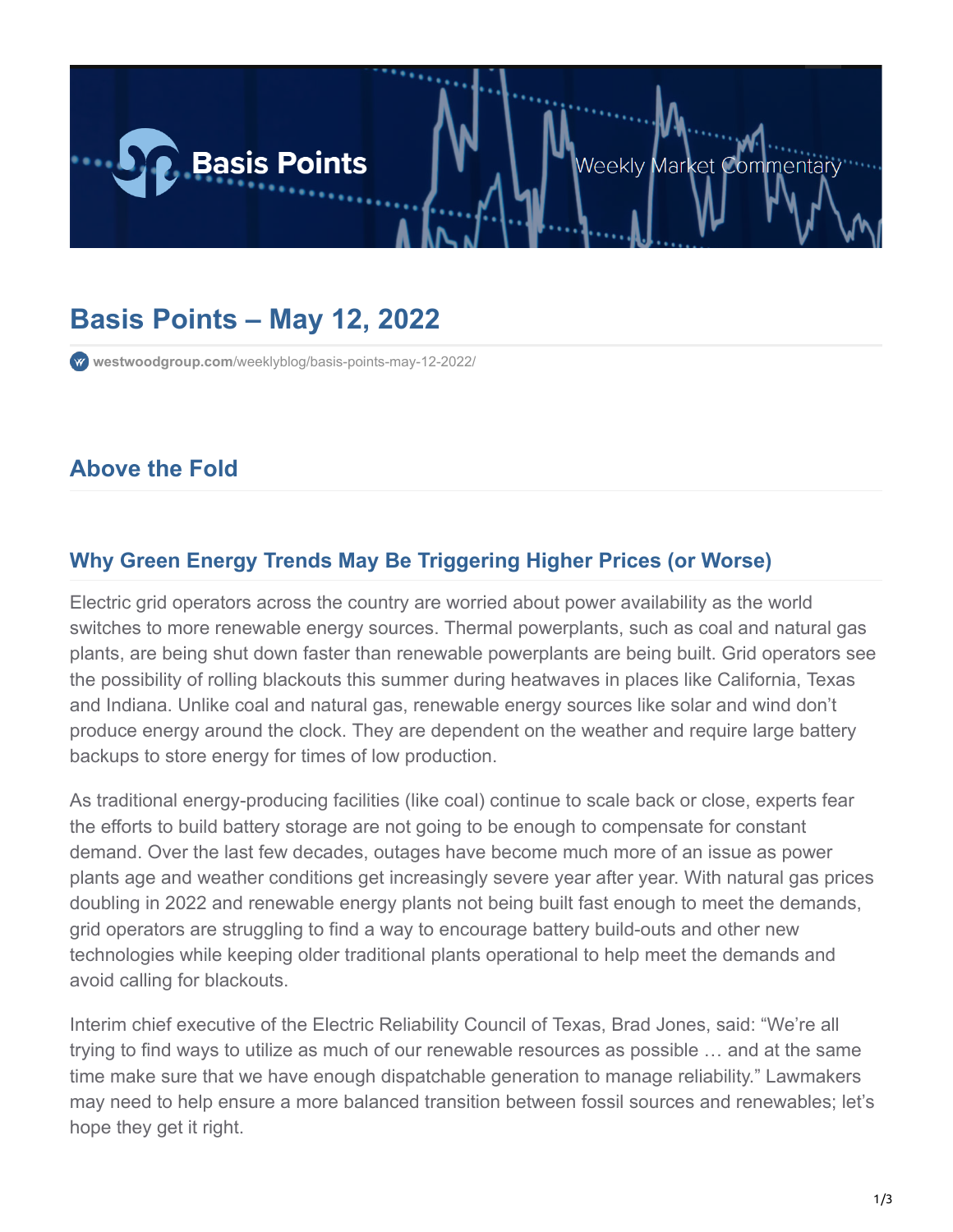# Basis Points – May 12, 2022

westwoodgroup.com/weeklyblog/basis-points-may-12-2022/

## Above the Fold

### Why Green Energy Trends May Be Triggering Higher Prices (or Worse)

Electric grid operators across the country are worried about power availability as the world switches to more renewable energy sources. Thermal powerplants, such as coal and natural gas plants, are being shut down faster than renewable powerplants are being built. Grid operators see the possibility of rolling blackouts this summer during heatwaves in places like California, Texas and Indiana. Unlike coal and natural gas, renewable energy sources like solar and wind don't produce energy around the clock. They are dependent on the weather and require large battery backups to store energy for times of low production.

As traditional energy-producing facilities (like coal) continue to scale back or close, experts fear the efforts to build battery storage are not going to be enough to compensate for constant demand. Over the last few decades, outages have become much more of an issue as power plants age and weather conditions get increasingly severe year after year. With natural gas prices doubling in 2022 and renewable energy plants not being built fast enough to meet the demands, grid operators are struggling to find a way to encourage battery build-outs and other new technologies while keeping older traditional plants operational to help meet the demands and avoid calling for blackouts.

Interim chief executive of the Electric Reliability Council of Texas, Brad Jones, said: "We're all trying to find ways to utilize as much of our renewable resources as possible … and at the same time make sure that we have enough dispatchable generation to manage reliability." Lawmakers may need to help ensure a more balanced transition between fossil sources and renewables; let's hope they get it right.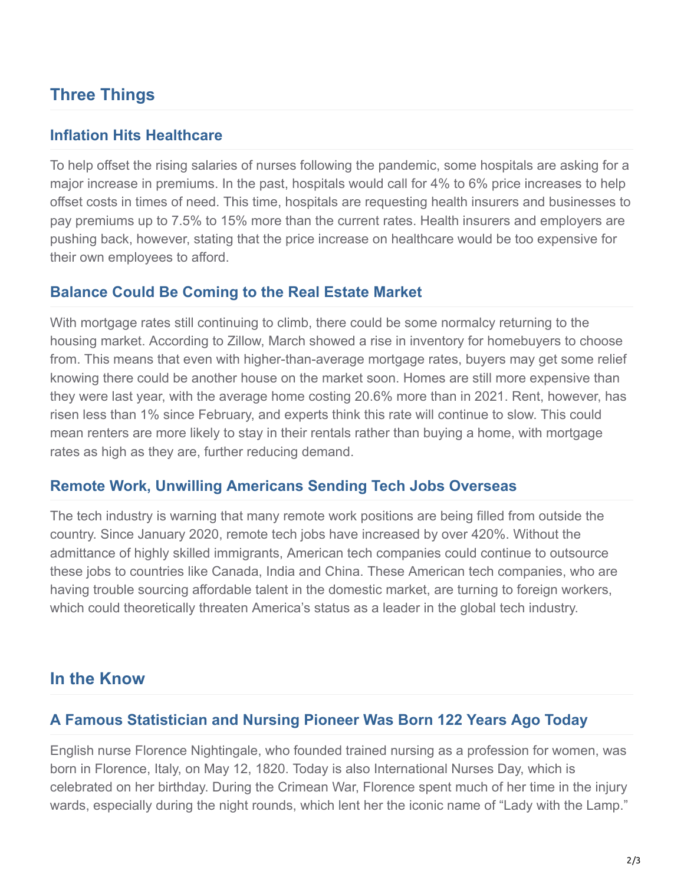## Three Things

### Inflation Hits Healthcare

To help offset the rising salaries of nurses following the pandemic, some hospitals are asking for a major increase in premiums. In the past, hospitals would call for 4% to 6% price increases to help offset costs in times of need. This time, hospitals are requesting health insurers and businesses to pay premiums up to 7.5% to 15% more than the current rates. Health insurers and employers are pushing back, however, stating that the price increase on healthcare would be too expensive for their own employees to afford.

### Balance Could Be Coming to the Real Estate Market

With mortgage rates still continuing to climb, there could be some normalcy returning to the housing market. According to Zillow, March showed a rise in inventory for homebuyers to choose from. This means that even with higher-than-average mortgage rates, buyers may get some relief knowing there could be another house on the market soon. Homes are still more expensive than they were last year, with the average home costing 20.6% more than in 2021. Rent, however, has risen less than 1% since February, and experts think this rate will continue to slow. This could mean renters are more likely to stay in their rentals rather than buying a home, with mortgage rates as high as they are, further reducing demand.

### Remote Work, Unwilling Americans Sending Tech Jobs Overseas

The tech industry is warning that many remote work positions are being filled from outside the country. Since January 2020, remote tech jobs have increased by over 420%. Without the admittance of highly skilled immigrants, American tech companies could continue to outsource these jobs to countries like Canada, India and China. These American tech companies, who are having trouble sourcing affordable talent in the domestic market, are turning to foreign workers, which could theoretically threaten America's status as a leader in the global tech industry.

## In the Know

### A Famous Statistician and Nursing Pioneer Was Born 122 Years Ago Today

English nurse Florence Nightingale, who founded trained nursing as a profession for women, was born in Florence, Italy, on May 12, 1820. Today is also International Nurses Day, which is celebrated on her birthday. During the Crimean War, Florence spent much of her time in the injury wards, especially during the night rounds, which lent her the iconic name of "Lady with the Lamp."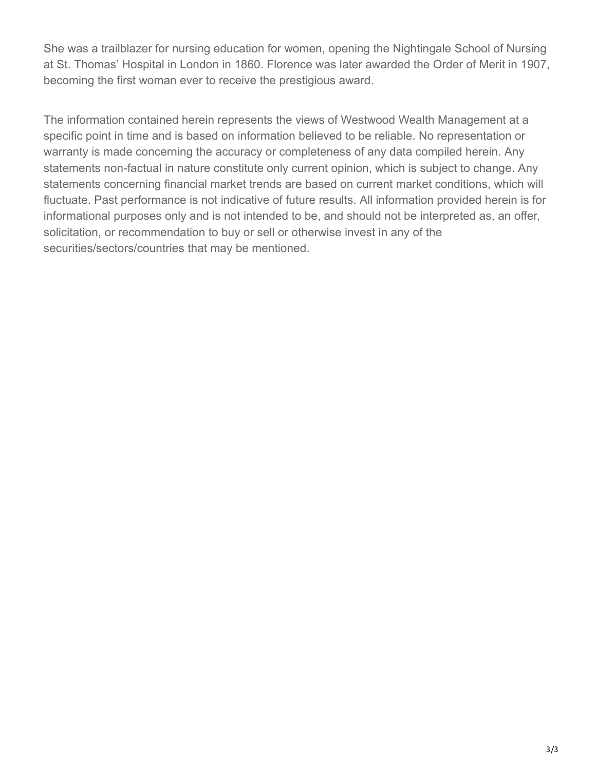She was a trailblazer for nursing education for women, opening the Nightingale School of Nursing at St. Thomas' Hospital in London in 1860. Florence was later awarded the Order of Merit in 1907, becoming the first woman ever to receive the prestigious award.

The information contained herein represents the views of Westwood Wealth Management at a specific point in time and is based on information believed to be reliable. No representation or warranty is made concerning the accuracy or completeness of any data compiled herein. Any statements non-factual in nature constitute only current opinion, which is subject to change. Any statements concerning financial market trends are based on current market conditions, which will fluctuate. Past performance is not indicative of future results. All information provided herein is for informational purposes only and is not intended to be, and should not be interpreted as, an offer, solicitation, or recommendation to buy or sell or otherwise invest in any of the securities/sectors/countries that may be mentioned.